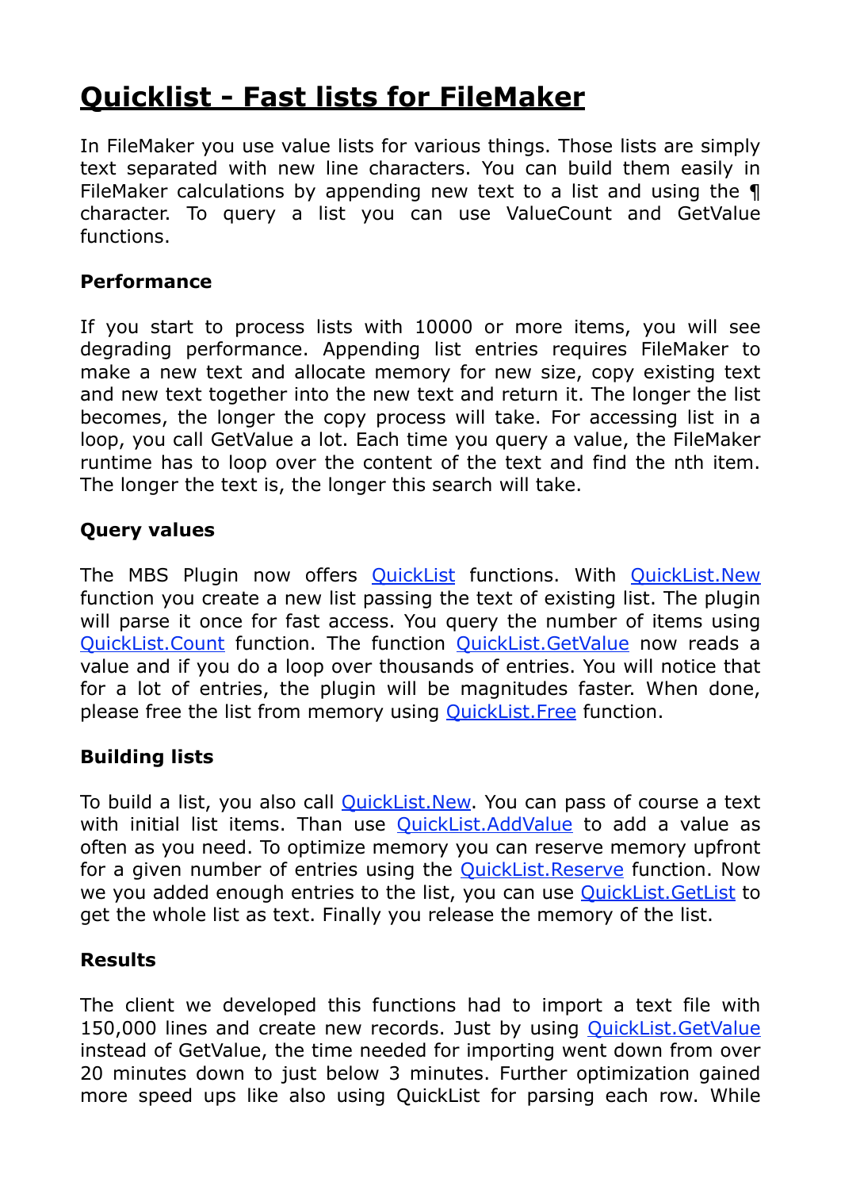# Quicklist - Fast lists for FileMaker

In FileMaker you use value lists for various things. Those lists are simply text separated with new line characters. You can build them easily in FileMaker calculations by appending new text to a list and using the ¶ character. To query a list you can use ValueCount and GetValue functions.

### Performance

If you start to process lists with 10000 or more items, you will see degrading performance. Appending list entries requires FileMaker to make a new text and allocate memory for new size, copy existing text and new text together into the new text and return it. The longer the list becomes, the longer the copy process will take. For accessing list in a loop, you call GetValue a lot. Each time you query a value, the FileMaker runtime has to loop over the content of the text and find the nth item. The longer the text is, the longer this search will take.

### Query values

The MBS Plugin now offers QuickList functions. With QuickList.New function you create a new list passing the text of existing list. The plugin will parse it once for fast access. You query the number of items using QuickList.Count function. The function QuickList.GetValue now reads a value and if you do a loop over thousands of entries. You will notice that for a lot of entries, the plugin will be magnitudes faster. When done, please free the list from memory using QuickList.Free function.

### Building lists

To build a list, you also call QuickList.New. You can pass of course a text with initial list items. Than use QuickList.AddValue to add a value as often as you need. To optimize memory you can reserve memory upfront for a given number of entries using the QuickList.Reserve function. Now we you added enough entries to the list, you can use QuickList.GetList to get the whole list as text. Finally you release the memory of the list.

### Results

The client we developed this functions had to import a text file with 150,000 lines and create new records. Just by using QuickList.GetValue instead of GetValue, the time needed for importing went down from over 20 minutes down to just below 3 minutes. Further optimization gained more speed ups like also using QuickList for parsing each row. While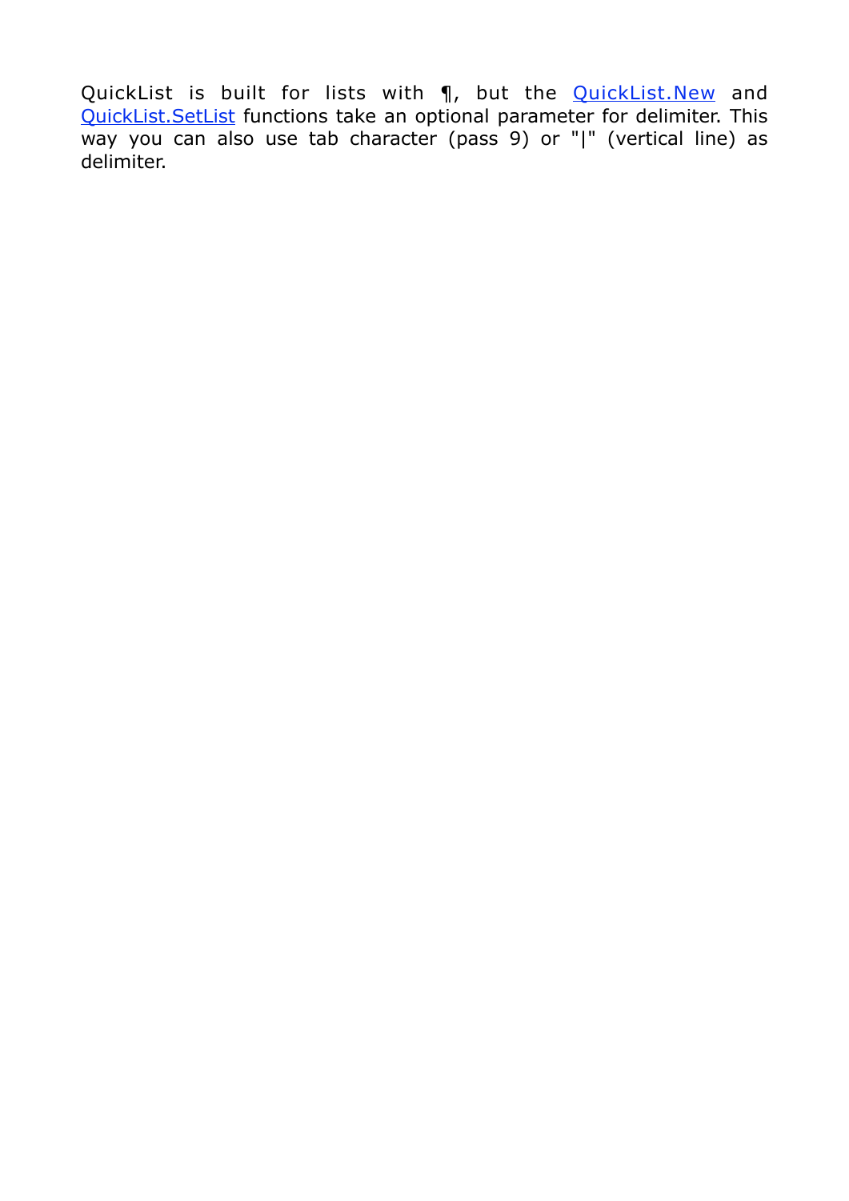QuickList is built for lists with ¶, but the QuickList.New and QuickList.SetList functions take an optional parameter for delimiter. This way you can also use tab character (pass 9) or "|" (vertical line) as delimiter.